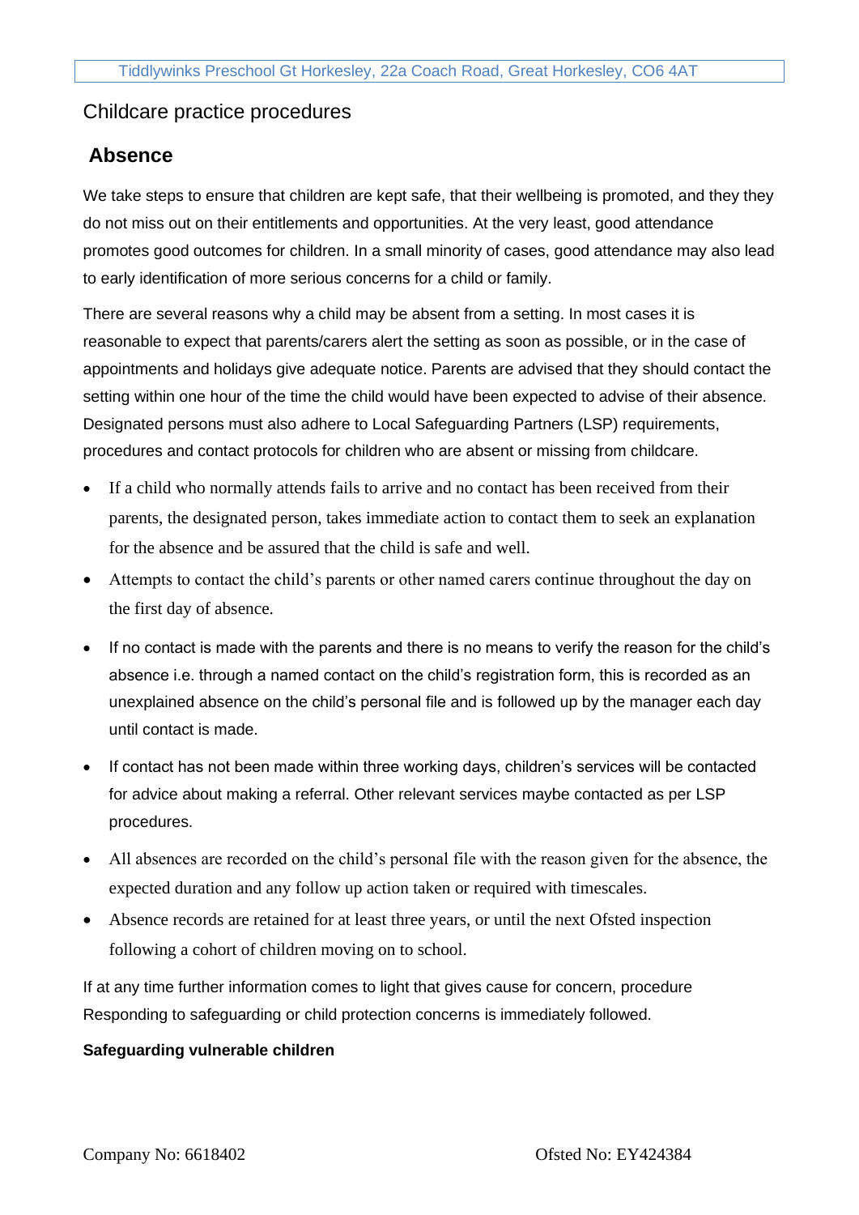Tiddlywinks Preschool Gt Horkesley, 22a Coach Road, Great Horkesley, CO6 4AT

## Childcare practice procedures

## Absence

We take steps to ensure that children are kept safe, that their wellbeing is promoted, and they they do not miss out on their entitlements and opportunities. At the very least, good attendance promotes good outcomes for children. In a small minority of cases, good attendance may also lead to early identification of more serious concerns for a child or family.

There are several reasons why a child may be absent from a setting. In most cases it is reasonable to expect that parents/carers alert the setting as soon as possible, or in the case of appointments and holidays give adequate notice. Parents are advised that they should contact the setting within one hour of the time the child would have been expected to advise of their absence. Designated persons must also adhere to Local Safeguarding Partners (LSP) requirements, procedures and contact protocols for children who are absent or missing from childcare.

- If a child who normally attends fails to arrive and no contact has been received from their parents, the designated person, takes immediate action to contact them to seek an explanation for the absence and be assured that the child is safe and well.
- Attempts to contact the child's parents or other named carers continue throughout the day on the first day of absence.
- If no contact is made with the parents and there is no means to verify the reason for the child's absence i.e. through a named contact on the child's registration form, this is recorded as an unexplained absence on the child's personal file and is followed up by the manager each day until contact is made.
- If contact has not been made within three working days, children's services will be contacted for advice about making a referral. Other relevant services maybe contacted as per LSP procedures.
- All absences are recorded on the child's personal file with the reason given for the absence, the expected duration and any follow up action taken or required with timescales.
- Absence records are retained for at least three years, or until the next Ofsted inspection following a cohort of children moving on to school.

If at any time further information comes to light that gives cause for concern, procedure Responding to safeguarding or child protection concerns is immediately followed.

**Safeguarding vulnerable children**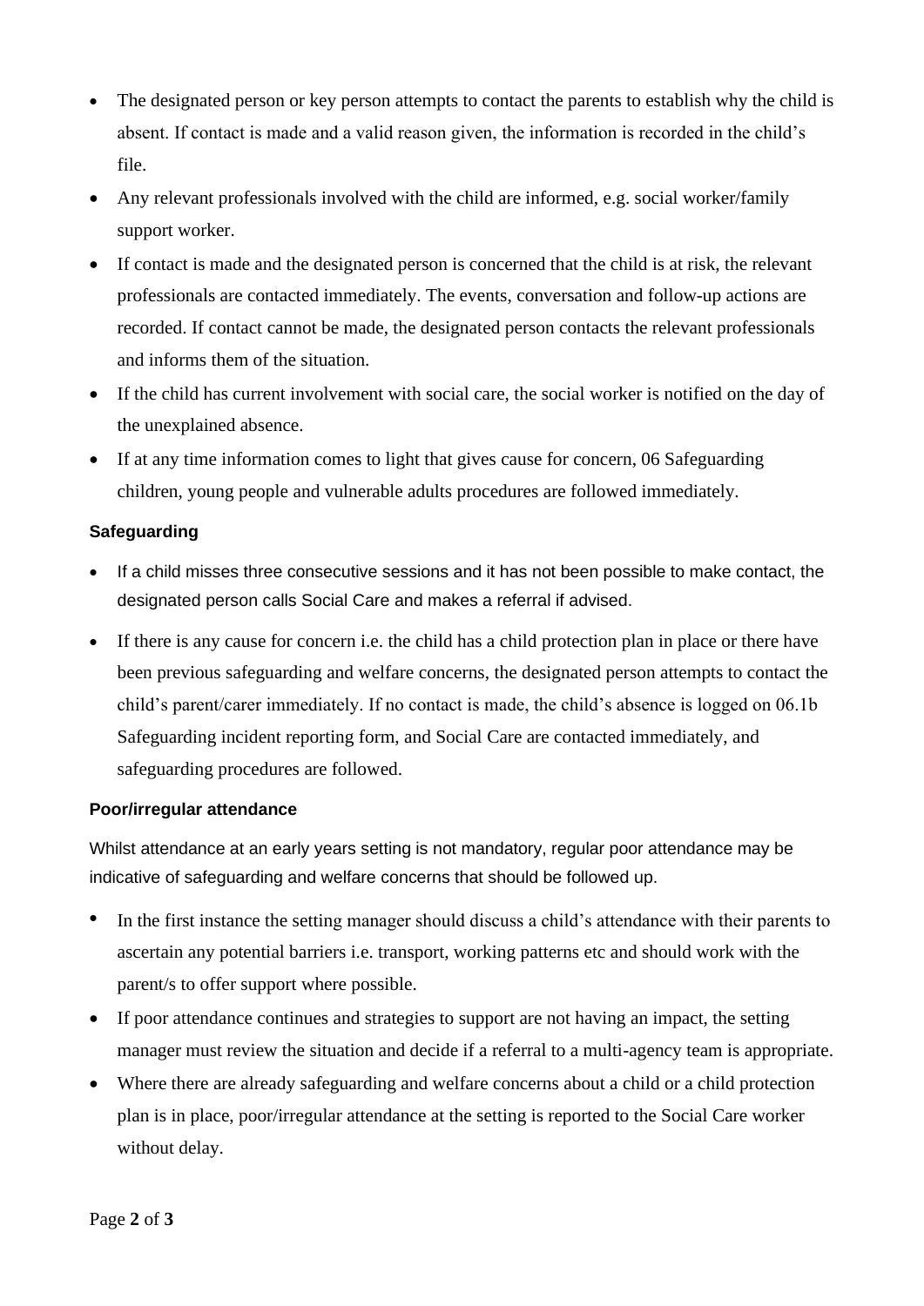- The designated person or key person attempts to contact the parents to establish why the child is absent. If contact is made and a valid reason given, the information is recorded in the child's file.
- Any relevant professionals involved with the child are informed, e.g. social worker/family support worker.
- If contact is made and the designated person is concerned that the child is at risk, the relevant professionals are contacted immediately. The events, conversation and follow-up actions are recorded. If contact cannot be made, the designated person contacts the relevant professionals and informs them of the situation.
- If the child has current involvement with social care, the social worker is notified on the day of the unexplained absence.
- If at any time information comes to light that gives cause for concern, 06 Safeguarding children, young people and vulnerable adults procedures are followed immediately.

### Safeguarding

- If a child misses three consecutive sessions and it has not been possible to make contact, the designated person calls Social Care and makes a referral if advised.
- If there is any cause for concern i.e. the child has a child protection plan in place or there have been previous safeguarding and welfare concerns, the designated person attempts to contact the child's parent/carer immediately. If no contact is made, the child's absence is logged on 06.1b Safeguarding incident reporting form, and Social Care are contacted immediately, and safeguarding procedures are followed.

### Poor/irregular attendance

Whilst attendance at an early years setting is not mandatory, regular poor attendance may be indicative of safeguarding and welfare concerns that should be followed up.

- In the first instance the setting manager should discuss a child's attendance with their parents to ascertain any potential barriers i.e. transport, working patterns etc and should work with the parent/s to offer support where possible.
- If poor attendance continues and strategies to support are not having an impact, the setting manager must review the situation and decide if a referral to a multi-agency team is appropriate.
- Where there are already safeguarding and welfare concerns about a child or a child protection plan is in place, poor/irregular attendance at the setting is reported to the Social Care worker without delay.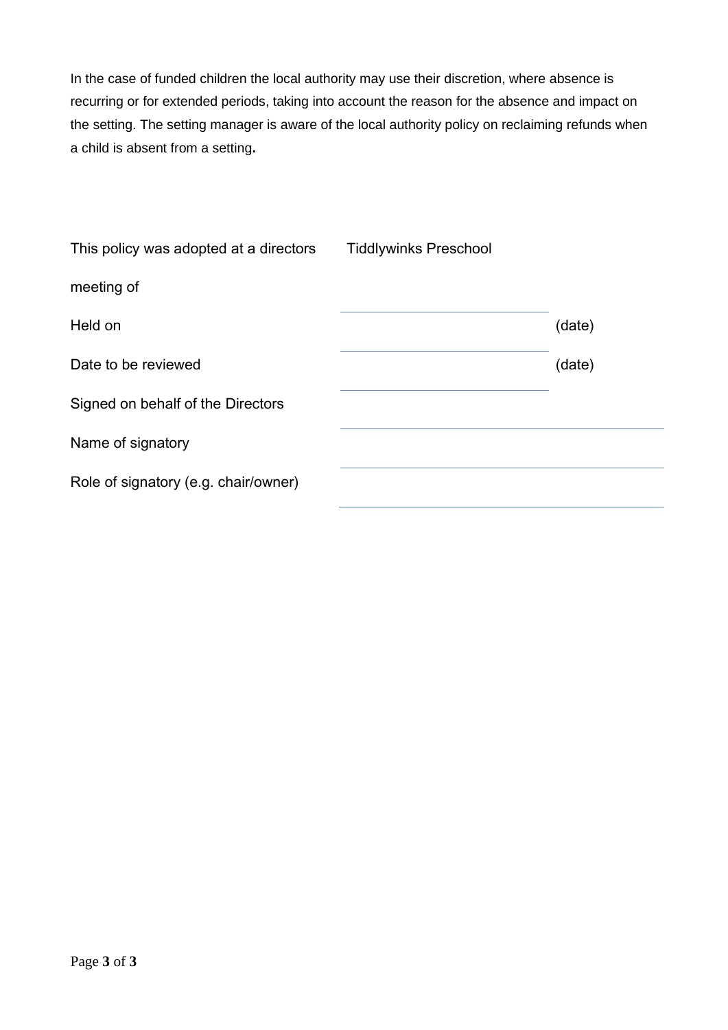In the case of funded children the local authority may use their discretion, where absence is recurring or for extended periods, taking into account the reason for the absence and impact on the setting. The setting manager is aware of the local authority policy on reclaiming refunds when a child is absent from a setting.

| | | |
|---|---|---|
| This policy was adopted at a directors meeting of | Tiddlywinks Preschool | |
| Held on | | (date) |
| Date to be reviewed | | (date) |
| Signed on behalf of the Directors | | |
| Name of signatory | | |
| Role of signatory (e.g. chair/owner) | | |